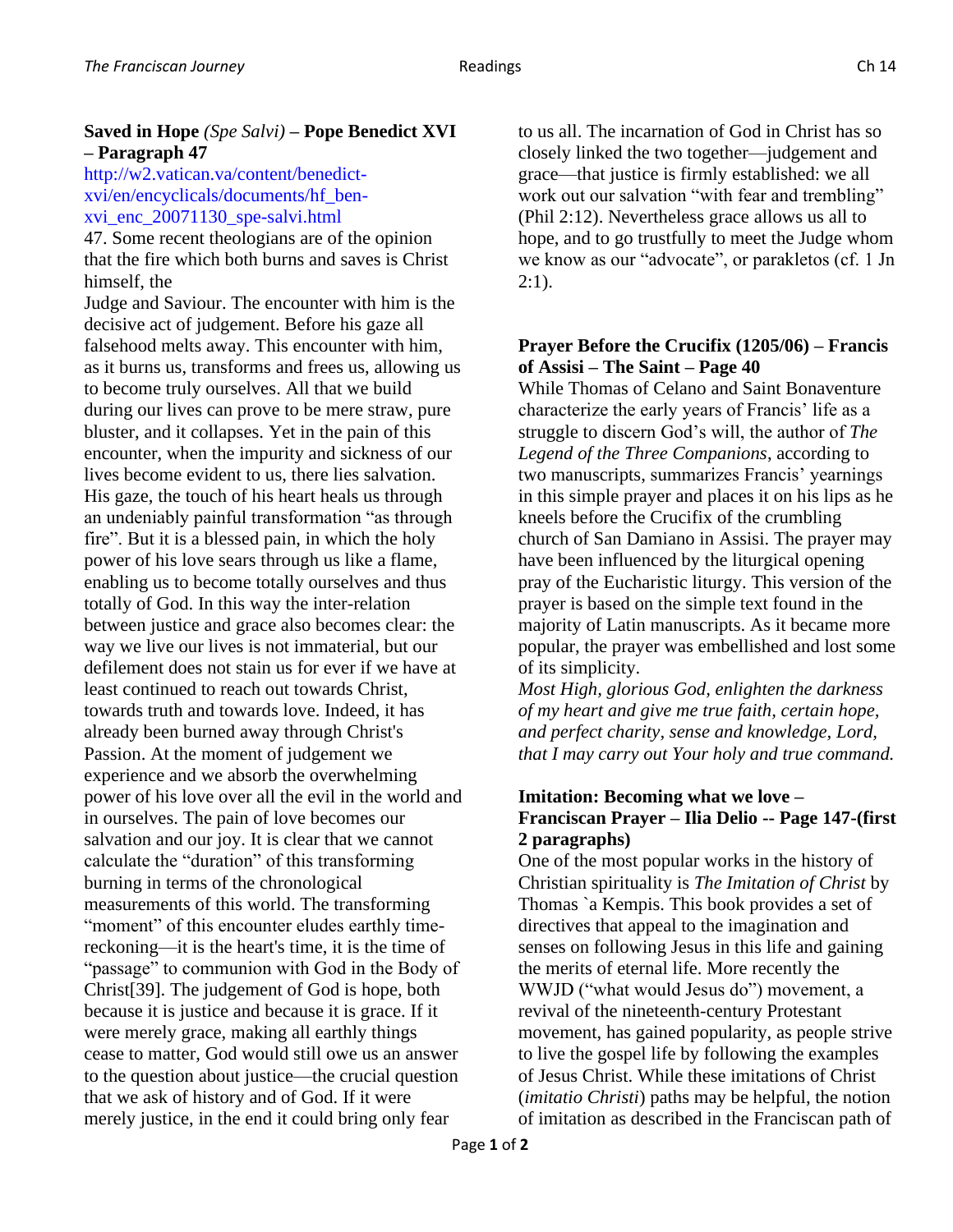**Saved in Hope** *(Spe Salvi)* **– Pope Benedict XVI – Paragraph 47**

http://w2.vatican.va/content/benedict-xvi/en/encyclicals/documents/hf_ben-xvi_enc_20071130_spe-salvi.html

47. Some recent theologians are of the opinion that the fire which both burns and saves is Christ himself, the Judge and Saviour. The encounter with him is the decisive act of judgement. Before his gaze all falsehood melts away. This encounter with him, as it burns us, transforms and frees us, allowing us to become truly ourselves. All that we build during our lives can prove to be mere straw, pure bluster, and it collapses. Yet in the pain of this encounter, when the impurity and sickness of our lives become evident to us, there lies salvation. His gaze, the touch of his heart heals us through an undeniably painful transformation "as through fire". But it is a blessed pain, in which the holy power of his love sears through us like a flame, enabling us to become totally ourselves and thus totally of God. In this way the inter-relation between justice and grace also becomes clear: the way we live our lives is not immaterial, but our defilement does not stain us for ever if we have at least continued to reach out towards Christ, towards truth and towards love. Indeed, it has already been burned away through Christ's Passion. At the moment of judgement we experience and we absorb the overwhelming power of his love over all the evil in the world and in ourselves. The pain of love becomes our salvation and our joy. It is clear that we cannot calculate the "duration" of this transforming burning in terms of the chronological measurements of this world. The transforming "moment" of this encounter eludes earthly time-reckoning—it is the heart's time, it is the time of "passage" to communion with God in the Body of Christ[39]. The judgement of God is hope, both because it is justice and because it is grace. If it were merely grace, making all earthly things cease to matter, God would still owe us an answer to the question about justice—the crucial question that we ask of history and of God. If it were merely justice, in the end it could bring only fear to us all. The incarnation of God in Christ has so closely linked the two together—judgement and grace—that justice is firmly established: we all work out our salvation "with fear and trembling" (Phil 2:12). Nevertheless grace allows us all to hope, and to go trustfully to meet the Judge whom we know as our "advocate", or parakletos (cf. 1 Jn 2:1).

**Prayer Before the Crucifix (1205/06) – Francis of Assisi – The Saint – Page 40**

While Thomas of Celano and Saint Bonaventure characterize the early years of Francis' life as a struggle to discern God's will, the author of *The Legend of the Three Companions*, according to two manuscripts, summarizes Francis' yearnings in this simple prayer and places it on his lips as he kneels before the Crucifix of the crumbling church of San Damiano in Assisi. The prayer may have been influenced by the liturgical opening pray of the Eucharistic liturgy. This version of the prayer is based on the simple text found in the majority of Latin manuscripts. As it became more popular, the prayer was embellished and lost some of its simplicity.

*Most High, glorious God, enlighten the darkness of my heart and give me true faith, certain hope, and perfect charity, sense and knowledge, Lord, that I may carry out Your holy and true command.*

**Imitation: Becoming what we love – Franciscan Prayer – Ilia Delio -- Page 147-(first 2 paragraphs)**

One of the most popular works in the history of Christian spirituality is *The Imitation of Christ* by Thomas `a Kempis. This book provides a set of directives that appeal to the imagination and senses on following Jesus in this life and gaining the merits of eternal life. More recently the WWJD ("what would Jesus do") movement, a revival of the nineteenth-century Protestant movement, has gained popularity, as people strive to live the gospel life by following the examples of Jesus Christ. While these imitations of Christ (*imitatio Christi*) paths may be helpful, the notion of imitation as described in the Franciscan path of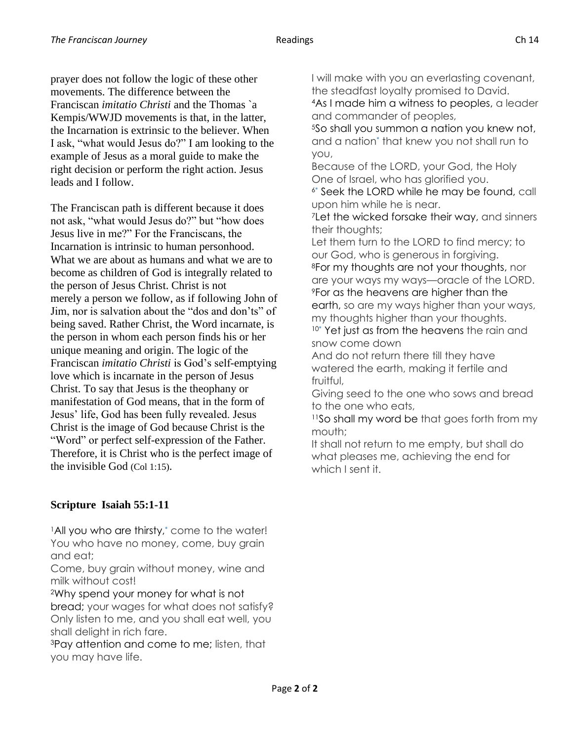prayer does not follow the logic of these other movements. The difference between the Franciscan *imitatio Christi* and the Thomas `a Kempis/WWJD movements is that, in the latter, the Incarnation is extrinsic to the believer. When I ask, "what would Jesus do?" I am looking to the example of Jesus as a moral guide to make the right decision or perform the right action. Jesus leads and I follow.

The Franciscan path is different because it does not ask, "what would Jesus do?" but "how does Jesus live in me?" For the Franciscans, the Incarnation is intrinsic to human personhood. What we are about as humans and what we are to become as children of God is integrally related to the person of Jesus Christ. Christ is not merely a person we follow, as if following John of Jim, nor is salvation about the "dos and don'ts" of being saved. Rather Christ, the Word incarnate, is the person in whom each person finds his or her unique meaning and origin. The logic of the Franciscan *imitatio Christi* is God's self-emptying love which is incarnate in the person of Jesus Christ. To say that Jesus is the theophany or manifestation of God means, that in the form of Jesus' life, God has been fully revealed. Jesus Christ is the image of God because Christ is the "Word" or perfect self-expression of the Father. Therefore, it is Christ who is the perfect image of the invisible God (Col 1:15).

## Scripture Isaiah 55:1-11

[1]All you who are thirsty,* come to the water! You who have no money, come, buy grain and eat;
Come, buy grain without money, wine and milk without cost!
[2]Why spend your money for what is not bread; your wages for what does not satisfy? Only listen to me, and you shall eat well, you shall delight in rich fare.
[3]Pay attention and come to me; listen, that you may have life.
I will make with you an everlasting covenant, the steadfast loyalty promised to David.
[4]As I made him a witness to peoples, a leader and commander of peoples,
[5]So shall you summon a nation you knew not, and a nation* that knew you not shall run to you,
Because of the LORD, your God, the Holy One of Israel, who has glorified you.
[6]* Seek the LORD while he may be found, call upon him while he is near.
[7]Let the wicked forsake their way, and sinners their thoughts;
Let them turn to the LORD to find mercy; to our God, who is generous in forgiving.
[8]For my thoughts are not your thoughts, nor are your ways my ways—oracle of the LORD.
[9]For as the heavens are higher than the earth, so are my ways higher than your ways, my thoughts higher than your thoughts.
[10]* Yet just as from the heavens the rain and snow come down
And do not return there till they have watered the earth, making it fertile and fruitful,
Giving seed to the one who sows and bread to the one who eats,
[11]So shall my word be that goes forth from my mouth;
It shall not return to me empty, but shall do what pleases me, achieving the end for which I sent it.